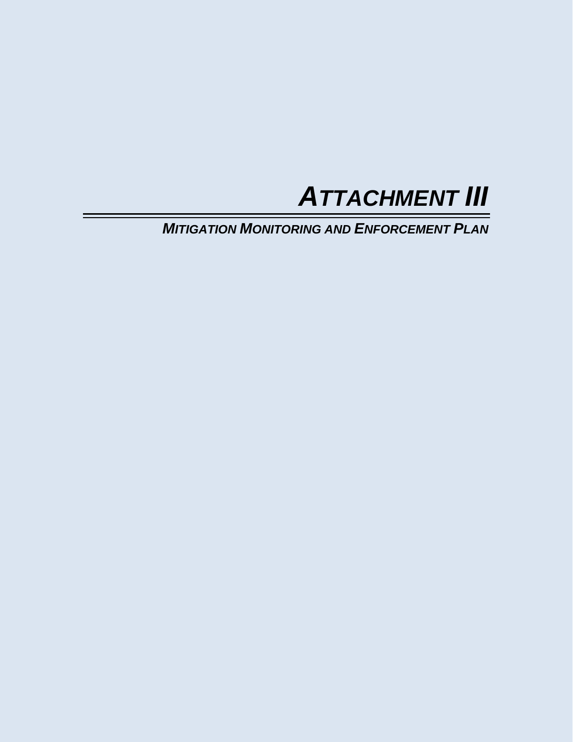# *ATTACHMENT III*

## *MITIGATION MONITORING AND ENFORCEMENT PLAN*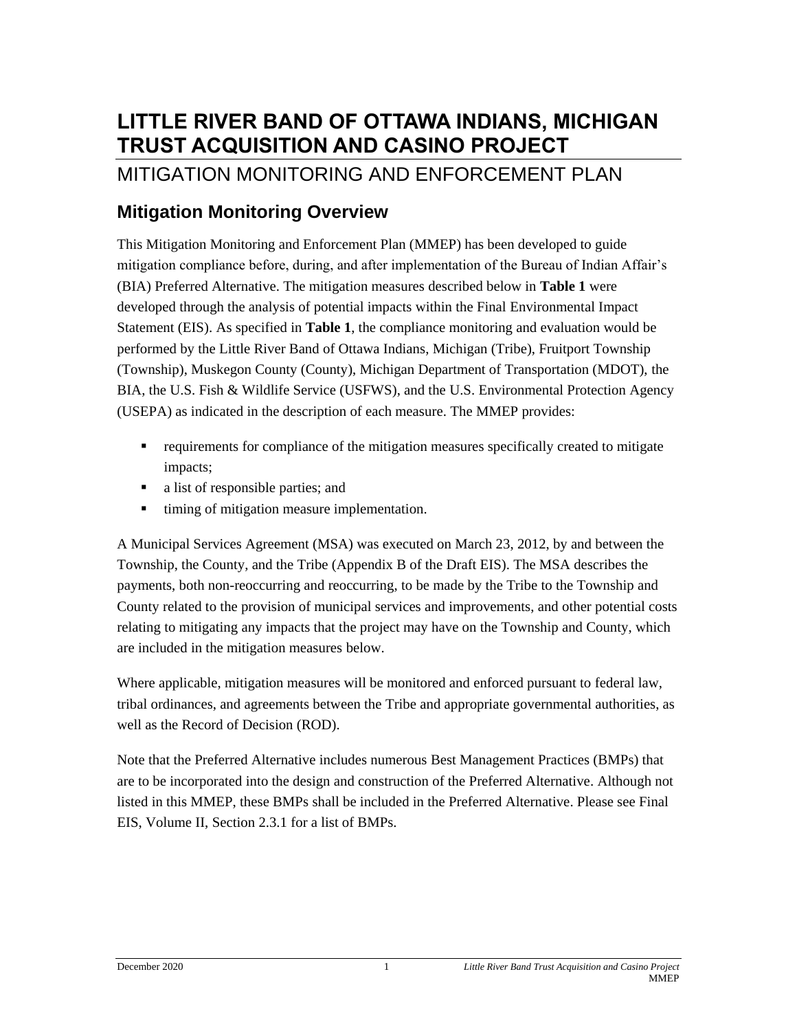# LITTLE RIVER BAND OF OTTAWA INDIANS, MICHIGAN TRUST ACQUISITION AND CASINO PROJECT

## MITIGATION MONITORING AND ENFORCEMENT PLAN

### Mitigation Monitoring Overview

This Mitigation Monitoring and Enforcement Plan (MMEP) has been developed to guide mitigation compliance before, during, and after implementation of the Bureau of Indian Affair's (BIA) Preferred Alternative. The mitigation measures described below in **Table 1** were developed through the analysis of potential impacts within the Final Environmental Impact Statement (EIS). As specified in **Table 1**, the compliance monitoring and evaluation would be performed by the Little River Band of Ottawa Indians, Michigan (Tribe), Fruitport Township (Township), Muskegon County (County), Michigan Department of Transportation (MDOT), the BIA, the U.S. Fish & Wildlife Service (USFWS), and the U.S. Environmental Protection Agency (USEPA) as indicated in the description of each measure. The MMEP provides:

- requirements for compliance of the mitigation measures specifically created to mitigate impacts;
- a list of responsible parties; and
- timing of mitigation measure implementation.

A Municipal Services Agreement (MSA) was executed on March 23, 2012, by and between the Township, the County, and the Tribe (Appendix B of the Draft EIS). The MSA describes the payments, both non-reoccurring and reoccurring, to be made by the Tribe to the Township and County related to the provision of municipal services and improvements, and other potential costs relating to mitigating any impacts that the project may have on the Township and County, which are included in the mitigation measures below.

Where applicable, mitigation measures will be monitored and enforced pursuant to federal law, tribal ordinances, and agreements between the Tribe and appropriate governmental authorities, as well as the Record of Decision (ROD).

Note that the Preferred Alternative includes numerous Best Management Practices (BMPs) that are to be incorporated into the design and construction of the Preferred Alternative. Although not listed in this MMEP, these BMPs shall be included in the Preferred Alternative. Please see Final EIS, Volume II, Section 2.3.1 for a list of BMPs.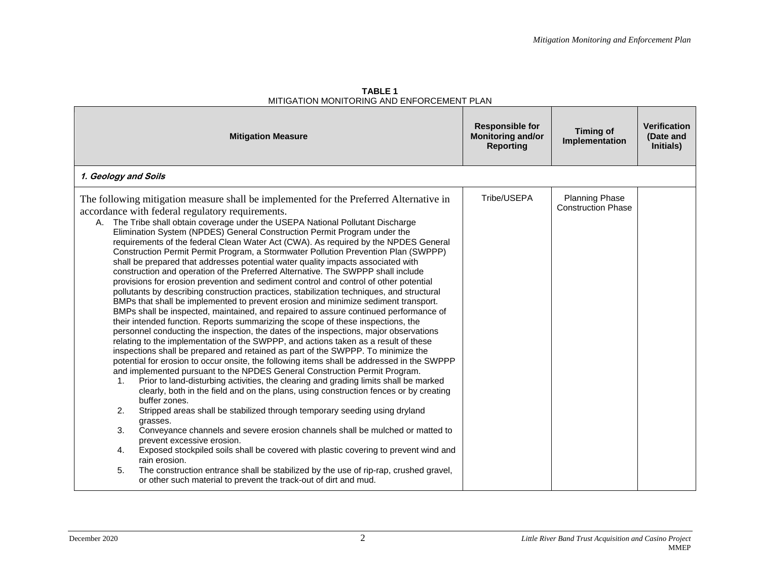**TABLE 1**
MITIGATION MONITORING AND ENFORCEMENT PLAN

| Mitigation Measure | Responsible for Monitoring and/or Reporting | Timing of Implementation | Verification (Date and Initials) |
|---|---|---|---|
| ***1. Geology and Soils*** | | | |
| The following mitigation measure shall be implemented for the Preferred Alternative in accordance with federal regulatory requirements.<br>A. The Tribe shall obtain coverage under the USEPA National Pollutant Discharge Elimination System (NPDES) General Construction Permit Program under the requirements of the federal Clean Water Act (CWA). As required by the NPDES General Construction Permit Permit Program, a Stormwater Pollution Prevention Plan (SWPPP) shall be prepared that addresses potential water quality impacts associated with construction and operation of the Preferred Alternative. The SWPPP shall include provisions for erosion prevention and sediment control and control of other potential pollutants by describing construction practices, stabilization techniques, and structural BMPs that shall be implemented to prevent erosion and minimize sediment transport. BMPs shall be inspected, maintained, and repaired to assure continued performance of their intended function. Reports summarizing the scope of these inspections, the personnel conducting the inspection, the dates of the inspections, major observations relating to the implementation of the SWPPP, and actions taken as a result of these inspections shall be prepared and retained as part of the SWPPP. To minimize the potential for erosion to occur onsite, the following items shall be addressed in the SWPPP and implemented pursuant to the NPDES General Construction Permit Program.<br>1. Prior to land-disturbing activities, the clearing and grading limits shall be marked clearly, both in the field and on the plans, using construction fences or by creating buffer zones.<br>2. Stripped areas shall be stabilized through temporary seeding using dryland grasses.<br>3. Conveyance channels and severe erosion channels shall be mulched or matted to prevent excessive erosion.<br>4. Exposed stockpiled soils shall be covered with plastic covering to prevent wind and rain erosion.<br>5. The construction entrance shall be stabilized by the use of rip-rap, crushed gravel, or other such material to prevent the track-out of dirt and mud. | Tribe/USEPA | Planning Phase<br>Construction Phase | |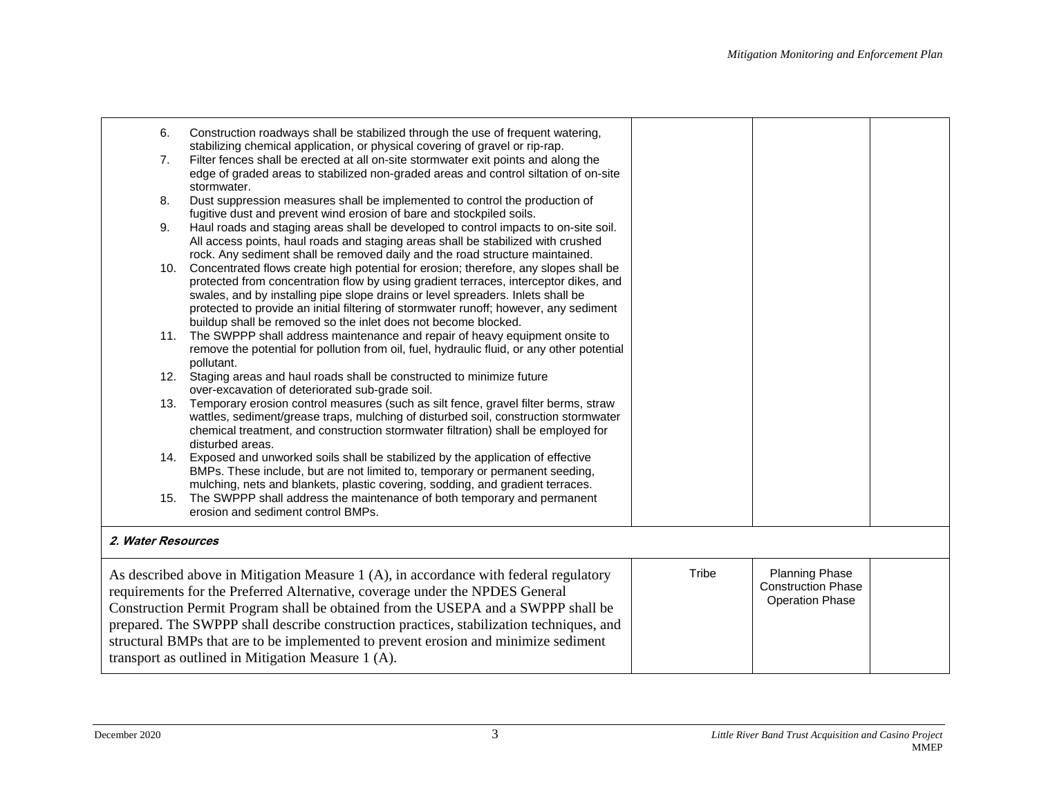| | | | |
|---|---|---|---|
| 6. Construction roadways shall be stabilized through the use of frequent watering, stabilizing chemical application, or physical covering of gravel or rip-rap.<br>7. Filter fences shall be erected at all on-site stormwater exit points and along the edge of graded areas to stabilized non-graded areas and control siltation of on-site stormwater.<br>8. Dust suppression measures shall be implemented to control the production of fugitive dust and prevent wind erosion of bare and stockpiled soils.<br>9. Haul roads and staging areas shall be developed to control impacts to on-site soil. All access points, haul roads and staging areas shall be stabilized with crushed rock. Any sediment shall be removed daily and the road structure maintained.<br>10. Concentrated flows create high potential for erosion; therefore, any slopes shall be protected from concentration flow by using gradient terraces, interceptor dikes, and swales, and by installing pipe slope drains or level spreaders. Inlets shall be protected to provide an initial filtering of stormwater runoff; however, any sediment buildup shall be removed so the inlet does not become blocked.<br>11. The SWPPP shall address maintenance and repair of heavy equipment onsite to remove the potential for pollution from oil, fuel, hydraulic fluid, or any other potential pollutant.<br>12. Staging areas and haul roads shall be constructed to minimize future over-excavation of deteriorated sub-grade soil.<br>13. Temporary erosion control measures (such as silt fence, gravel filter berms, straw wattles, sediment/grease traps, mulching of disturbed soil, construction stormwater chemical treatment, and construction stormwater filtration) shall be employed for disturbed areas.<br>14. Exposed and unworked soils shall be stabilized by the application of effective BMPs. These include, but are not limited to, temporary or permanent seeding, mulching, nets and blankets, plastic covering, sodding, and gradient terraces.<br>15. The SWPPP shall address the maintenance of both temporary and permanent erosion and sediment control BMPs. | | | |
| ***2. Water Resources*** | | | |
| As described above in Mitigation Measure 1 (A), in accordance with federal regulatory requirements for the Preferred Alternative, coverage under the NPDES General Construction Permit Program shall be obtained from the USEPA and a SWPPP shall be prepared. The SWPPP shall describe construction practices, stabilization techniques, and structural BMPs that are to be implemented to prevent erosion and minimize sediment transport as outlined in Mitigation Measure 1 (A). | Tribe | Planning Phase<br>Construction Phase<br>Operation Phase | |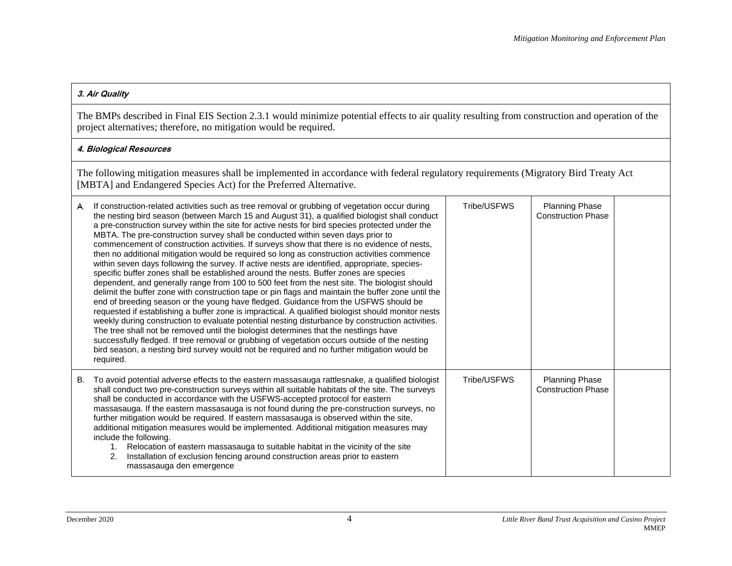| | | | |
|---|---|---|---|
| ***3. Air Quality*** | | | |
| The BMPs described in Final EIS Section 2.3.1 would minimize potential effects to air quality resulting from construction and operation of the project alternatives; therefore, no mitigation would be required. | | | |
| ***4. Biological Resources*** | | | |
| The following mitigation measures shall be implemented in accordance with federal regulatory requirements (Migratory Bird Treaty Act [MBTA] and Endangered Species Act) for the Preferred Alternative. | | | |
| A. If construction-related activities such as tree removal or grubbing of vegetation occur during the nesting bird season (between March 15 and August 31), a qualified biologist shall conduct a pre-construction survey within the site for active nests for bird species protected under the MBTA. The pre-construction survey shall be conducted within seven days prior to commencement of construction activities. If surveys show that there is no evidence of nests, then no additional mitigation would be required so long as construction activities commence within seven days following the survey. If active nests are identified, appropriate, species-specific buffer zones shall be established around the nests. Buffer zones are species dependent, and generally range from 100 to 500 feet from the nest site. The biologist should delimit the buffer zone with construction tape or pin flags and maintain the buffer zone until the end of breeding season or the young have fledged. Guidance from the USFWS should be requested if establishing a buffer zone is impractical. A qualified biologist should monitor nests weekly during construction to evaluate potential nesting disturbance by construction activities. The tree shall not be removed until the biologist determines that the nestlings have successfully fledged. If tree removal or grubbing of vegetation occurs outside of the nesting bird season, a nesting bird survey would not be required and no further mitigation would be required. | Tribe/USFWS | Planning Phase<br>Construction Phase | |
| B. To avoid potential adverse effects to the eastern massasauga rattlesnake, a qualified biologist shall conduct two pre-construction surveys within all suitable habitats of the site. The surveys shall be conducted in accordance with the USFWS-accepted protocol for eastern massasauga. If the eastern massasauga is not found during the pre-construction surveys, no further mitigation would be required. If eastern massasauga is observed within the site, additional mitigation measures would be implemented. Additional mitigation measures may include the following.<br>1. Relocation of eastern massasauga to suitable habitat in the vicinity of the site<br>2. Installation of exclusion fencing around construction areas prior to eastern massasauga den emergence | Tribe/USFWS | Planning Phase<br>Construction Phase | |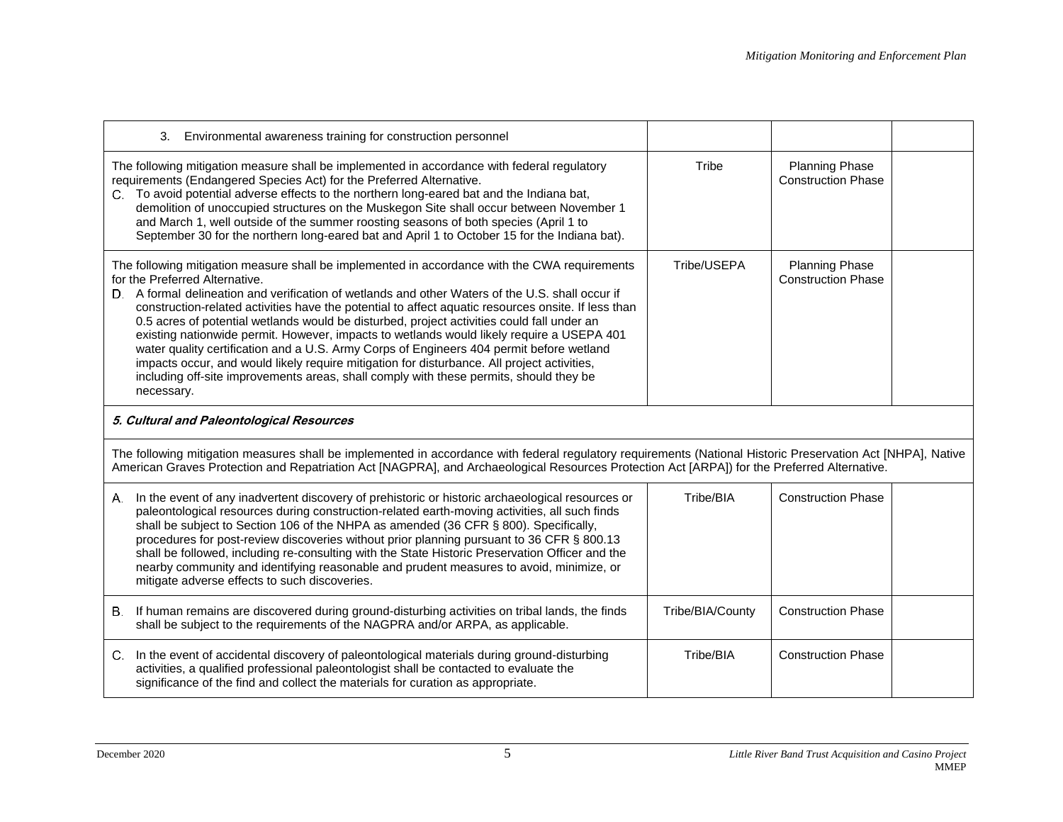| | | | |
|---|---|---|---|
| 3. Environmental awareness training for construction personnel | | | |
| The following mitigation measure shall be implemented in accordance with federal regulatory requirements (Endangered Species Act) for the Preferred Alternative.<br>C. To avoid potential adverse effects to the northern long-eared bat and the Indiana bat, demolition of unoccupied structures on the Muskegon Site shall occur between November 1 and March 1, well outside of the summer roosting seasons of both species (April 1 to September 30 for the northern long-eared bat and April 1 to October 15 for the Indiana bat). | Tribe | Planning Phase<br>Construction Phase | |
| The following mitigation measure shall be implemented in accordance with the CWA requirements for the Preferred Alternative.<br>D. A formal delineation and verification of wetlands and other Waters of the U.S. shall occur if construction-related activities have the potential to affect aquatic resources onsite. If less than 0.5 acres of potential wetlands would be disturbed, project activities could fall under an existing nationwide permit. However, impacts to wetlands would likely require a USEPA 401 water quality certification and a U.S. Army Corps of Engineers 404 permit before wetland impacts occur, and would likely require mitigation for disturbance. All project activities, including off-site improvements areas, shall comply with these permits, should they be necessary. | Tribe/USEPA | Planning Phase<br>Construction Phase | |
| ***5. Cultural and Paleontological Resources*** | | | |
| The following mitigation measures shall be implemented in accordance with federal regulatory requirements (National Historic Preservation Act [NHPA], Native American Graves Protection and Repatriation Act [NAGPRA], and Archaeological Resources Protection Act [ARPA]) for the Preferred Alternative. | | | |
| A. In the event of any inadvertent discovery of prehistoric or historic archaeological resources or paleontological resources during construction-related earth-moving activities, all such finds shall be subject to Section 106 of the NHPA as amended (36 CFR § 800). Specifically, procedures for post-review discoveries without prior planning pursuant to 36 CFR § 800.13 shall be followed, including re-consulting with the State Historic Preservation Officer and the nearby community and identifying reasonable and prudent measures to avoid, minimize, or mitigate adverse effects to such discoveries. | Tribe/BIA | Construction Phase | |
| B. If human remains are discovered during ground-disturbing activities on tribal lands, the finds shall be subject to the requirements of the NAGPRA and/or ARPA, as applicable. | Tribe/BIA/County | Construction Phase | |
| C. In the event of accidental discovery of paleontological materials during ground-disturbing activities, a qualified professional paleontologist shall be contacted to evaluate the significance of the find and collect the materials for curation as appropriate. | Tribe/BIA | Construction Phase | |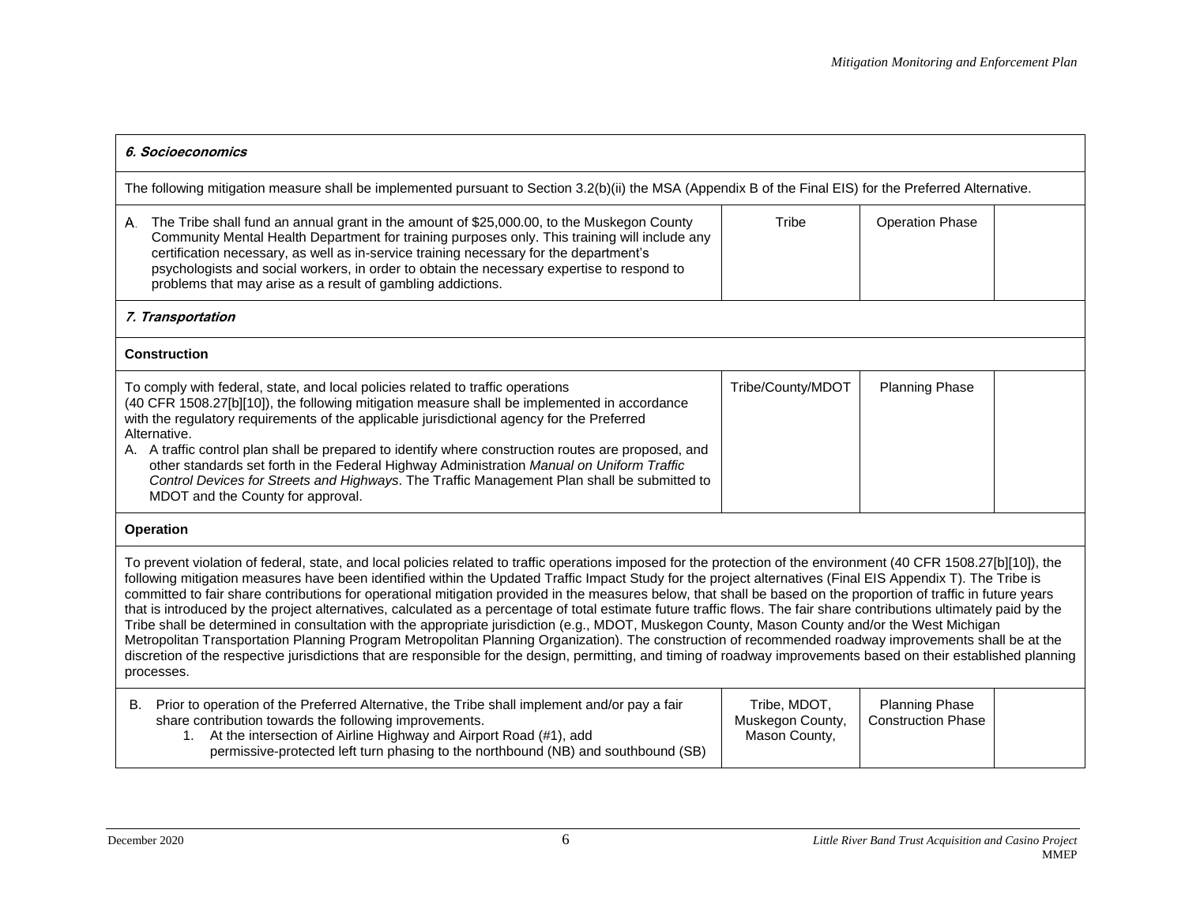| 6. Socioeconomics | | | |
|---|---|---|---|
| The following mitigation measure shall be implemented pursuant to Section 3.2(b)(ii) the MSA (Appendix B of the Final EIS) for the Preferred Alternative. | | | |
| A. The Tribe shall fund an annual grant in the amount of $25,000.00, to the Muskegon County Community Mental Health Department for training purposes only. This training will include any certification necessary, as well as in-service training necessary for the department's psychologists and social workers, in order to obtain the necessary expertise to respond to problems that may arise as a result of gambling addictions. | Tribe | Operation Phase | |
| ***7. Transportation*** | | | |
| **Construction** | | | |
| To comply with federal, state, and local policies related to traffic operations (40 CFR 1508.27[b][10]), the following mitigation measure shall be implemented in accordance with the regulatory requirements of the applicable jurisdictional agency for the Preferred Alternative.<br>A. A traffic control plan shall be prepared to identify where construction routes are proposed, and other standards set forth in the Federal Highway Administration *Manual on Uniform Traffic Control Devices for Streets and Highways*. The Traffic Management Plan shall be submitted to MDOT and the County for approval. | Tribe/County/MDOT | Planning Phase | |
| **Operation** | | | |
| To prevent violation of federal, state, and local policies related to traffic operations imposed for the protection of the environment (40 CFR 1508.27[b][10]), the following mitigation measures have been identified within the Updated Traffic Impact Study for the project alternatives (Final EIS Appendix T). The Tribe is committed to fair share contributions for operational mitigation provided in the measures below, that shall be based on the proportion of traffic in future years that is introduced by the project alternatives, calculated as a percentage of total estimate future traffic flows. The fair share contributions ultimately paid by the Tribe shall be determined in consultation with the appropriate jurisdiction (e.g., MDOT, Muskegon County, Mason County and/or the West Michigan Metropolitan Transportation Planning Program Metropolitan Planning Organization). The construction of recommended roadway improvements shall be at the discretion of the respective jurisdictions that are responsible for the design, permitting, and timing of roadway improvements based on their established planning processes. | | | |
| B. Prior to operation of the Preferred Alternative, the Tribe shall implement and/or pay a fair share contribution towards the following improvements.<br>1. At the intersection of Airline Highway and Airport Road (#1), add permissive-protected left turn phasing to the northbound (NB) and southbound (SB) | Tribe, MDOT, Muskegon County, Mason County, | Planning Phase<br>Construction Phase | |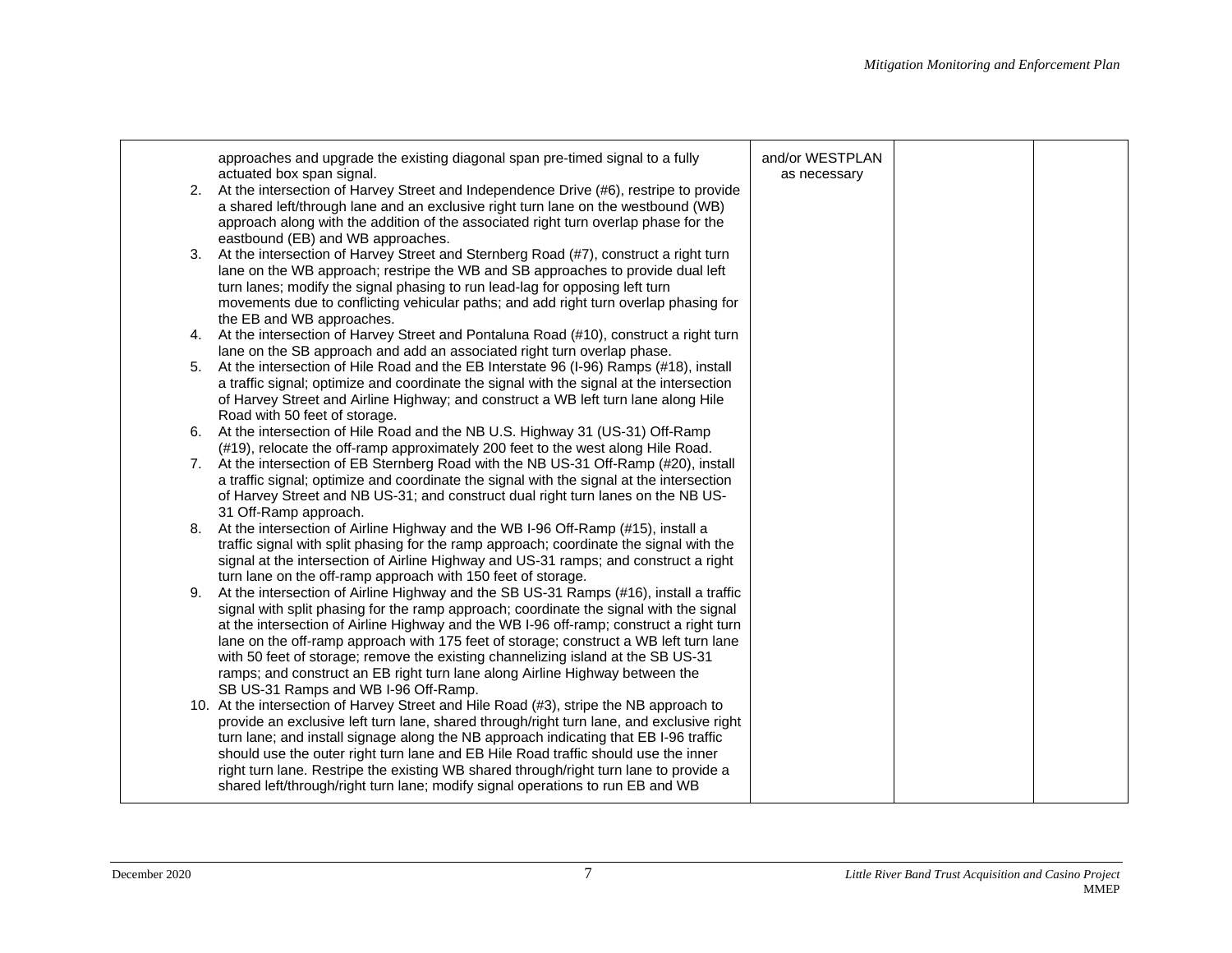| | | | |
|---|---|---|---|
| approaches and upgrade the existing diagonal span pre-timed signal to a fully actuated box span signal.<br>2. At the intersection of Harvey Street and Independence Drive (#6), restripe to provide a shared left/through lane and an exclusive right turn lane on the westbound (WB) approach along with the addition of the associated right turn overlap phase for the eastbound (EB) and WB approaches.<br>3. At the intersection of Harvey Street and Sternberg Road (#7), construct a right turn lane on the WB approach; restripe the WB and SB approaches to provide dual left turn lanes; modify the signal phasing to run lead-lag for opposing left turn movements due to conflicting vehicular paths; and add right turn overlap phasing for the EB and WB approaches.<br>4. At the intersection of Harvey Street and Pontaluna Road (#10), construct a right turn lane on the SB approach and add an associated right turn overlap phase.<br>5. At the intersection of Hile Road and the EB Interstate 96 (I-96) Ramps (#18), install a traffic signal; optimize and coordinate the signal with the signal at the intersection of Harvey Street and Airline Highway; and construct a WB left turn lane along Hile Road with 50 feet of storage.<br>6. At the intersection of Hile Road and the NB U.S. Highway 31 (US-31) Off-Ramp (#19), relocate the off-ramp approximately 200 feet to the west along Hile Road.<br>7. At the intersection of EB Sternberg Road with the NB US-31 Off-Ramp (#20), install a traffic signal; optimize and coordinate the signal with the signal at the intersection of Harvey Street and NB US-31; and construct dual right turn lanes on the NB US-31 Off-Ramp approach.<br>8. At the intersection of Airline Highway and the WB I-96 Off-Ramp (#15), install a traffic signal with split phasing for the ramp approach; coordinate the signal with the signal at the intersection of Airline Highway and US-31 ramps; and construct a right turn lane on the off-ramp approach with 150 feet of storage.<br>9. At the intersection of Airline Highway and the SB US-31 Ramps (#16), install a traffic signal with split phasing for the ramp approach; coordinate the signal with the signal at the intersection of Airline Highway and the WB I-96 off-ramp; construct a right turn lane on the off-ramp approach with 175 feet of storage; construct a WB left turn lane with 50 feet of storage; remove the existing channelizing island at the SB US-31 ramps; and construct an EB right turn lane along Airline Highway between the SB US-31 Ramps and WB I-96 Off-Ramp.<br>10. At the intersection of Harvey Street and Hile Road (#3), stripe the NB approach to provide an exclusive left turn lane, shared through/right turn lane, and exclusive right turn lane; and install signage along the NB approach indicating that EB I-96 traffic should use the outer right turn lane and EB Hile Road traffic should use the inner right turn lane. Restripe the existing WB shared through/right turn lane to provide a shared left/through/right turn lane; modify signal operations to run EB and WB | and/or WESTPLAN as necessary | | |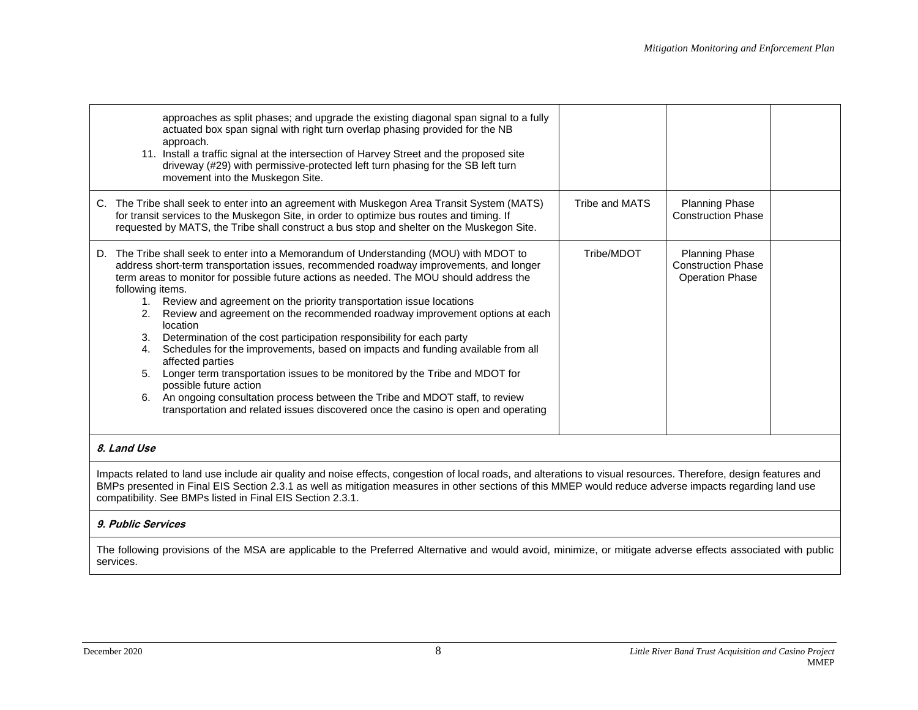| | | | |
|---|---|---|---|
| approaches as split phases; and upgrade the existing diagonal span signal to a fully actuated box span signal with right turn overlap phasing provided for the NB approach.<br>11. Install a traffic signal at the intersection of Harvey Street and the proposed site driveway (#29) with permissive-protected left turn phasing for the SB left turn movement into the Muskegon Site. | | | |
| C. The Tribe shall seek to enter into an agreement with Muskegon Area Transit System (MATS) for transit services to the Muskegon Site, in order to optimize bus routes and timing. If requested by MATS, the Tribe shall construct a bus stop and shelter on the Muskegon Site. | Tribe and MATS | Planning Phase<br>Construction Phase | |
| D. The Tribe shall seek to enter into a Memorandum of Understanding (MOU) with MDOT to address short-term transportation issues, recommended roadway improvements, and longer term areas to monitor for possible future actions as needed. The MOU should address the following items.<br>1. Review and agreement on the priority transportation issue locations<br>2. Review and agreement on the recommended roadway improvement options at each location<br>3. Determination of the cost participation responsibility for each party<br>4. Schedules for the improvements, based on impacts and funding available from all affected parties<br>5. Longer term transportation issues to be monitored by the Tribe and MDOT for possible future action<br>6. An ongoing consultation process between the Tribe and MDOT staff, to review transportation and related issues discovered once the casino is open and operating | Tribe/MDOT | Planning Phase<br>Construction Phase<br>Operation Phase | |
| ***8. Land Use*** | | | |
| Impacts related to land use include air quality and noise effects, congestion of local roads, and alterations to visual resources. Therefore, design features and BMPs presented in Final EIS Section 2.3.1 as well as mitigation measures in other sections of this MMEP would reduce adverse impacts regarding land use compatibility. See BMPs listed in Final EIS Section 2.3.1. | | | |
| ***9. Public Services*** | | | |
| The following provisions of the MSA are applicable to the Preferred Alternative and would avoid, minimize, or mitigate adverse effects associated with public services. | | | |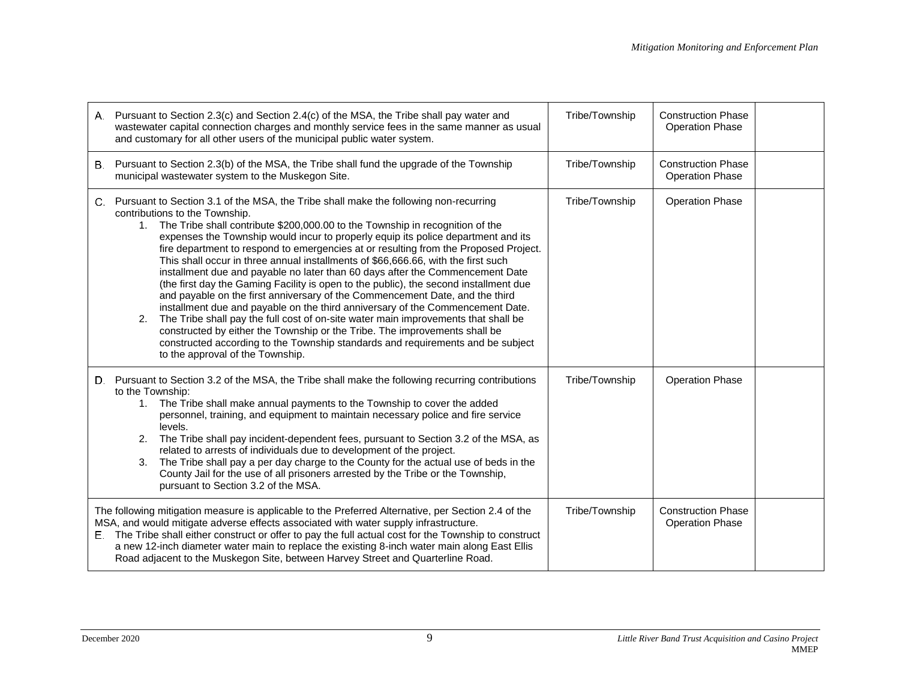| | | | |
|---|---|---|---|
| A. Pursuant to Section 2.3(c) and Section 2.4(c) of the MSA, the Tribe shall pay water and wastewater capital connection charges and monthly service fees in the same manner as usual and customary for all other users of the municipal public water system. | Tribe/Township | Construction Phase<br>Operation Phase | |
| B. Pursuant to Section 2.3(b) of the MSA, the Tribe shall fund the upgrade of the Township municipal wastewater system to the Muskegon Site. | Tribe/Township | Construction Phase<br>Operation Phase | |
| C. Pursuant to Section 3.1 of the MSA, the Tribe shall make the following non-recurring contributions to the Township.<br>1. The Tribe shall contribute $200,000.00 to the Township in recognition of the expenses the Township would incur to properly equip its police department and its fire department to respond to emergencies at or resulting from the Proposed Project. This shall occur in three annual installments of $66,666.66, with the first such installment due and payable no later than 60 days after the Commencement Date (the first day the Gaming Facility is open to the public), the second installment due and payable on the first anniversary of the Commencement Date, and the third installment due and payable on the third anniversary of the Commencement Date.<br>2. The Tribe shall pay the full cost of on-site water main improvements that shall be constructed by either the Township or the Tribe. The improvements shall be constructed according to the Township standards and requirements and be subject to the approval of the Township. | Tribe/Township | Operation Phase | |
| D. Pursuant to Section 3.2 of the MSA, the Tribe shall make the following recurring contributions to the Township:<br>1. The Tribe shall make annual payments to the Township to cover the added personnel, training, and equipment to maintain necessary police and fire service levels.<br>2. The Tribe shall pay incident-dependent fees, pursuant to Section 3.2 of the MSA, as related to arrests of individuals due to development of the project.<br>3. The Tribe shall pay a per day charge to the County for the actual use of beds in the County Jail for the use of all prisoners arrested by the Tribe or the Township, pursuant to Section 3.2 of the MSA. | Tribe/Township | Operation Phase | |
| The following mitigation measure is applicable to the Preferred Alternative, per Section 2.4 of the MSA, and would mitigate adverse effects associated with water supply infrastructure.<br>E. The Tribe shall either construct or offer to pay the full actual cost for the Township to construct a new 12-inch diameter water main to replace the existing 8-inch water main along East Ellis Road adjacent to the Muskegon Site, between Harvey Street and Quarterline Road. | Tribe/Township | Construction Phase<br>Operation Phase | |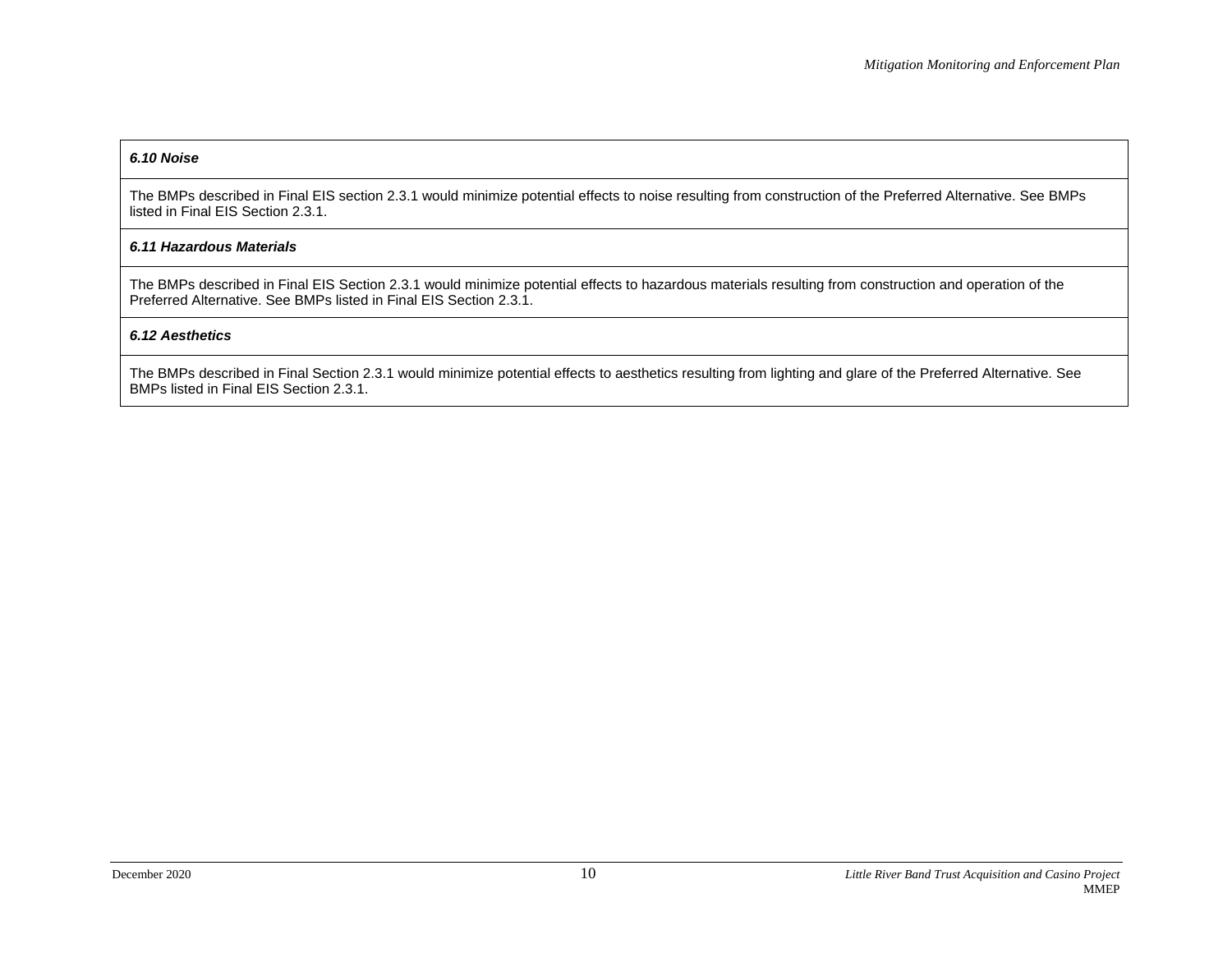| |
|---|
| ***6.10 Noise*** |
| The BMPs described in Final EIS section 2.3.1 would minimize potential effects to noise resulting from construction of the Preferred Alternative. See BMPs listed in Final EIS Section 2.3.1. |
| ***6.11 Hazardous Materials*** |
| The BMPs described in Final EIS Section 2.3.1 would minimize potential effects to hazardous materials resulting from construction and operation of the Preferred Alternative. See BMPs listed in Final EIS Section 2.3.1. |
| ***6.12 Aesthetics*** |
| The BMPs described in Final Section 2.3.1 would minimize potential effects to aesthetics resulting from lighting and glare of the Preferred Alternative. See BMPs listed in Final EIS Section 2.3.1. |